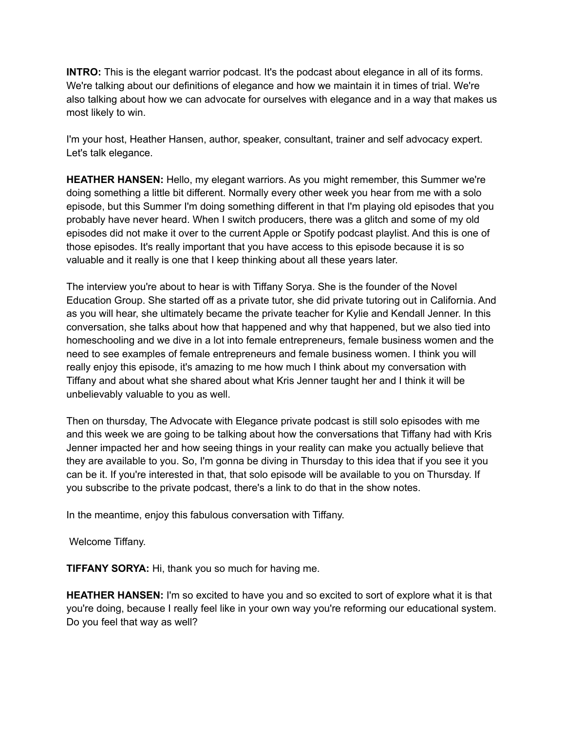**INTRO:** This is the elegant warrior podcast. It's the podcast about elegance in all of its forms. We're talking about our definitions of elegance and how we maintain it in times of trial. We're also talking about how we can advocate for ourselves with elegance and in a way that makes us most likely to win.

I'm your host, Heather Hansen, author, speaker, consultant, trainer and self advocacy expert. Let's talk elegance.

**HEATHER HANSEN:** Hello, my elegant warriors. As you might remember, this Summer we're doing something a little bit different. Normally every other week you hear from me with a solo episode, but this Summer I'm doing something different in that I'm playing old episodes that you probably have never heard. When I switch producers, there was a glitch and some of my old episodes did not make it over to the current Apple or Spotify podcast playlist. And this is one of those episodes. It's really important that you have access to this episode because it is so valuable and it really is one that I keep thinking about all these years later.

The interview you're about to hear is with Tiffany Sorya. She is the founder of the Novel Education Group. She started off as a private tutor, she did private tutoring out in California. And as you will hear, she ultimately became the private teacher for Kylie and Kendall Jenner. In this conversation, she talks about how that happened and why that happened, but we also tied into homeschooling and we dive in a lot into female entrepreneurs, female business women and the need to see examples of female entrepreneurs and female business women. I think you will really enjoy this episode, it's amazing to me how much I think about my conversation with Tiffany and about what she shared about what Kris Jenner taught her and I think it will be unbelievably valuable to you as well.

Then on thursday, The Advocate with Elegance private podcast is still solo episodes with me and this week we are going to be talking about how the conversations that Tiffany had with Kris Jenner impacted her and how seeing things in your reality can make you actually believe that they are available to you. So, I'm gonna be diving in Thursday to this idea that if you see it you can be it. If you're interested in that, that solo episode will be available to you on Thursday. If you subscribe to the private podcast, there's a link to do that in the show notes.

In the meantime, enjoy this fabulous conversation with Tiffany.

Welcome Tiffany.

**TIFFANY SORYA:** Hi, thank you so much for having me.

**HEATHER HANSEN:** I'm so excited to have you and so excited to sort of explore what it is that you're doing, because I really feel like in your own way you're reforming our educational system. Do you feel that way as well?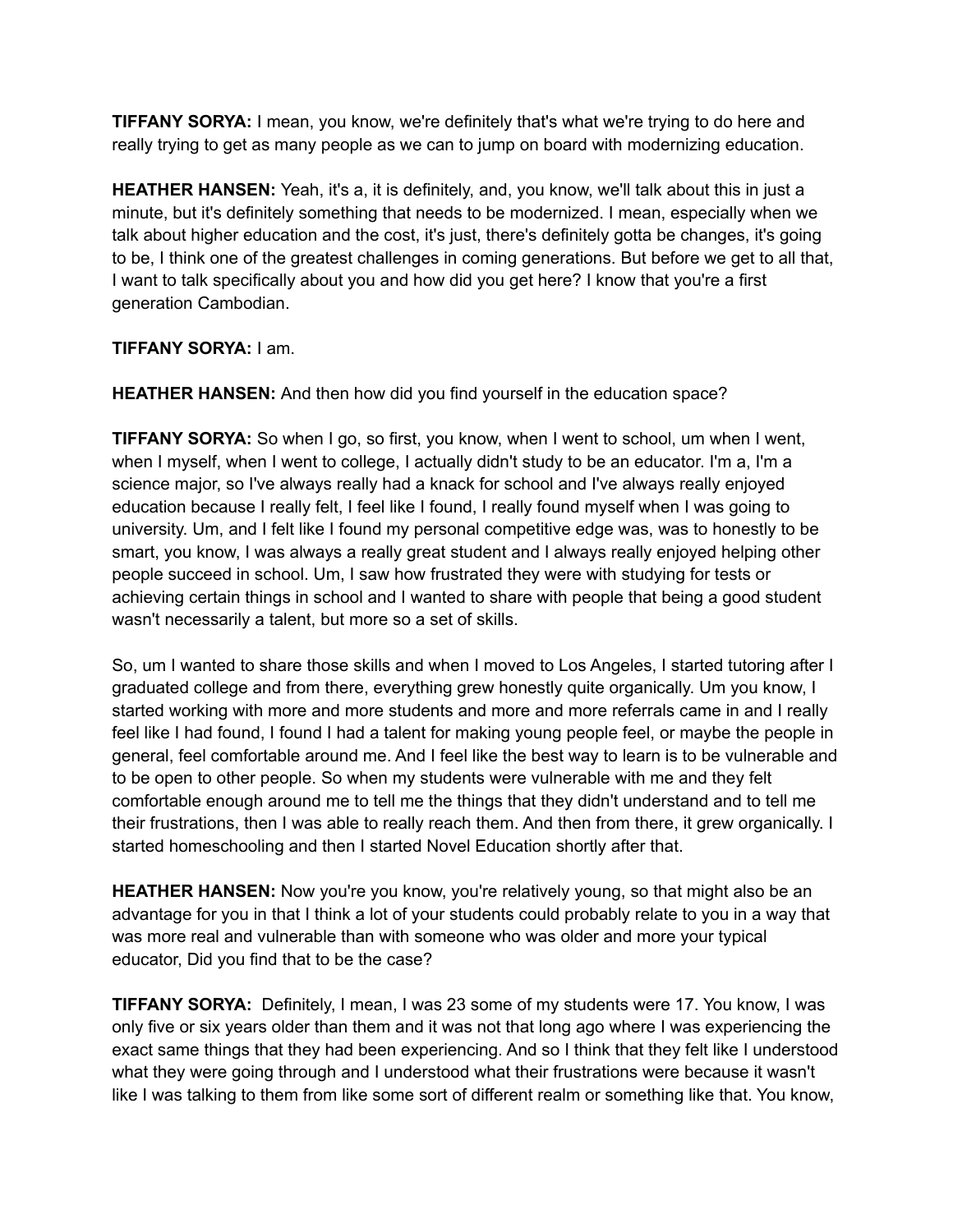**TIFFANY SORYA:** I mean, you know, we're definitely that's what we're trying to do here and really trying to get as many people as we can to jump on board with modernizing education.

**HEATHER HANSEN:** Yeah, it's a, it is definitely, and, you know, we'll talk about this in just a minute, but it's definitely something that needs to be modernized. I mean, especially when we talk about higher education and the cost, it's just, there's definitely gotta be changes, it's going to be, I think one of the greatest challenges in coming generations. But before we get to all that, I want to talk specifically about you and how did you get here? I know that you're a first generation Cambodian.

**TIFFANY SORYA:** I am.

**HEATHER HANSEN:** And then how did you find yourself in the education space?

**TIFFANY SORYA:** So when I go, so first, you know, when I went to school, um when I went, when I myself, when I went to college, I actually didn't study to be an educator. I'm a, I'm a science major, so I've always really had a knack for school and I've always really enjoyed education because I really felt, I feel like I found, I really found myself when I was going to university. Um, and I felt like I found my personal competitive edge was, was to honestly to be smart, you know, I was always a really great student and I always really enjoyed helping other people succeed in school. Um, I saw how frustrated they were with studying for tests or achieving certain things in school and I wanted to share with people that being a good student wasn't necessarily a talent, but more so a set of skills.

So, um I wanted to share those skills and when I moved to Los Angeles, I started tutoring after I graduated college and from there, everything grew honestly quite organically. Um you know, I started working with more and more students and more and more referrals came in and I really feel like I had found, I found I had a talent for making young people feel, or maybe the people in general, feel comfortable around me. And I feel like the best way to learn is to be vulnerable and to be open to other people. So when my students were vulnerable with me and they felt comfortable enough around me to tell me the things that they didn't understand and to tell me their frustrations, then I was able to really reach them. And then from there, it grew organically. I started homeschooling and then I started Novel Education shortly after that.

**HEATHER HANSEN:** Now you're you know, you're relatively young, so that might also be an advantage for you in that I think a lot of your students could probably relate to you in a way that was more real and vulnerable than with someone who was older and more your typical educator, Did you find that to be the case?

**TIFFANY SORYA:** Definitely, I mean, I was 23 some of my students were 17. You know, I was only five or six years older than them and it was not that long ago where I was experiencing the exact same things that they had been experiencing. And so I think that they felt like I understood what they were going through and I understood what their frustrations were because it wasn't like I was talking to them from like some sort of different realm or something like that. You know,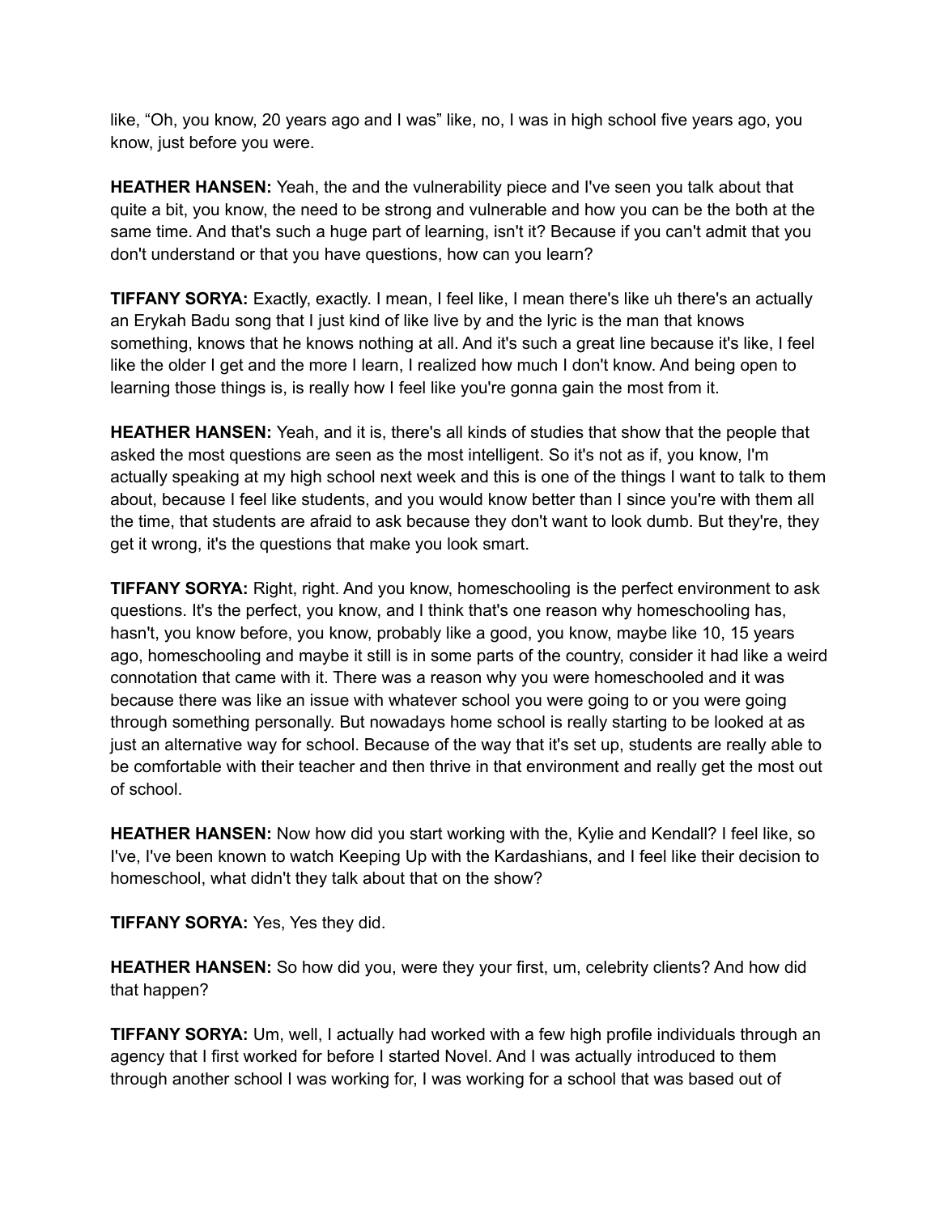like, “Oh, you know, 20 years ago and I was” like, no, I was in high school five years ago, you know, just before you were.

**HEATHER HANSEN:** Yeah, the and the vulnerability piece and I've seen you talk about that quite a bit, you know, the need to be strong and vulnerable and how you can be the both at the same time. And that's such a huge part of learning, isn't it? Because if you can't admit that you don't understand or that you have questions, how can you learn?

**TIFFANY SORYA:** Exactly, exactly. I mean, I feel like, I mean there's like uh there's an actually an Erykah Badu song that I just kind of like live by and the lyric is the man that knows something, knows that he knows nothing at all. And it's such a great line because it's like, I feel like the older I get and the more I learn, I realized how much I don't know. And being open to learning those things is, is really how I feel like you're gonna gain the most from it.

**HEATHER HANSEN:** Yeah, and it is, there's all kinds of studies that show that the people that asked the most questions are seen as the most intelligent. So it's not as if, you know, I'm actually speaking at my high school next week and this is one of the things I want to talk to them about, because I feel like students, and you would know better than I since you're with them all the time, that students are afraid to ask because they don't want to look dumb. But they're, they get it wrong, it's the questions that make you look smart.

**TIFFANY SORYA:** Right, right. And you know, homeschooling is the perfect environment to ask questions. It's the perfect, you know, and I think that's one reason why homeschooling has, hasn't, you know before, you know, probably like a good, you know, maybe like 10, 15 years ago, homeschooling and maybe it still is in some parts of the country, consider it had like a weird connotation that came with it. There was a reason why you were homeschooled and it was because there was like an issue with whatever school you were going to or you were going through something personally. But nowadays home school is really starting to be looked at as just an alternative way for school. Because of the way that it's set up, students are really able to be comfortable with their teacher and then thrive in that environment and really get the most out of school.

**HEATHER HANSEN:** Now how did you start working with the, Kylie and Kendall? I feel like, so I've, I've been known to watch Keeping Up with the Kardashians, and I feel like their decision to homeschool, what didn't they talk about that on the show?

**TIFFANY SORYA:** Yes, Yes they did.

**HEATHER HANSEN:** So how did you, were they your first, um, celebrity clients? And how did that happen?

**TIFFANY SORYA:** Um, well, I actually had worked with a few high profile individuals through an agency that I first worked for before I started Novel. And I was actually introduced to them through another school I was working for, I was working for a school that was based out of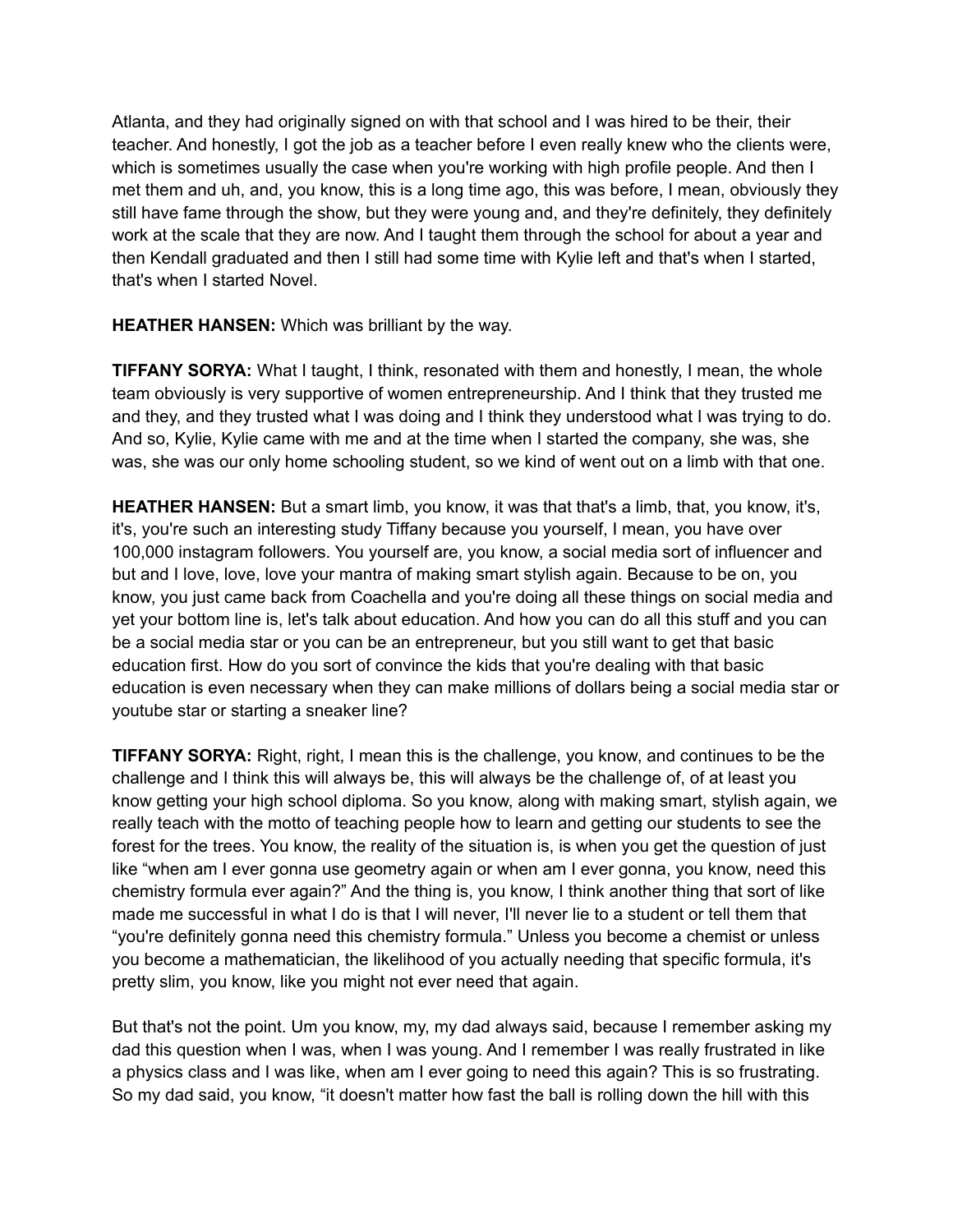Atlanta, and they had originally signed on with that school and I was hired to be their, their teacher. And honestly, I got the job as a teacher before I even really knew who the clients were, which is sometimes usually the case when you're working with high profile people. And then I met them and uh, and, you know, this is a long time ago, this was before, I mean, obviously they still have fame through the show, but they were young and, and they're definitely, they definitely work at the scale that they are now. And I taught them through the school for about a year and then Kendall graduated and then I still had some time with Kylie left and that's when I started, that's when I started Novel.

**HEATHER HANSEN:** Which was brilliant by the way.

**TIFFANY SORYA:** What I taught, I think, resonated with them and honestly, I mean, the whole team obviously is very supportive of women entrepreneurship. And I think that they trusted me and they, and they trusted what I was doing and I think they understood what I was trying to do. And so, Kylie, Kylie came with me and at the time when I started the company, she was, she was, she was our only home schooling student, so we kind of went out on a limb with that one.

**HEATHER HANSEN:** But a smart limb, you know, it was that that's a limb, that, you know, it's, it's, you're such an interesting study Tiffany because you yourself, I mean, you have over 100,000 instagram followers. You yourself are, you know, a social media sort of influencer and but and I love, love, love your mantra of making smart stylish again. Because to be on, you know, you just came back from Coachella and you're doing all these things on social media and yet your bottom line is, let's talk about education. And how you can do all this stuff and you can be a social media star or you can be an entrepreneur, but you still want to get that basic education first. How do you sort of convince the kids that you're dealing with that basic education is even necessary when they can make millions of dollars being a social media star or youtube star or starting a sneaker line?

**TIFFANY SORYA:** Right, right, I mean this is the challenge, you know, and continues to be the challenge and I think this will always be, this will always be the challenge of, of at least you know getting your high school diploma. So you know, along with making smart, stylish again, we really teach with the motto of teaching people how to learn and getting our students to see the forest for the trees. You know, the reality of the situation is, is when you get the question of just like "when am I ever gonna use geometry again or when am I ever gonna, you know, need this chemistry formula ever again?" And the thing is, you know, I think another thing that sort of like made me successful in what I do is that I will never, I'll never lie to a student or tell them that "you're definitely gonna need this chemistry formula." Unless you become a chemist or unless you become a mathematician, the likelihood of you actually needing that specific formula, it's pretty slim, you know, like you might not ever need that again.

But that's not the point. Um you know, my, my dad always said, because I remember asking my dad this question when I was, when I was young. And I remember I was really frustrated in like a physics class and I was like, when am I ever going to need this again? This is so frustrating. So my dad said, you know, "it doesn't matter how fast the ball is rolling down the hill with this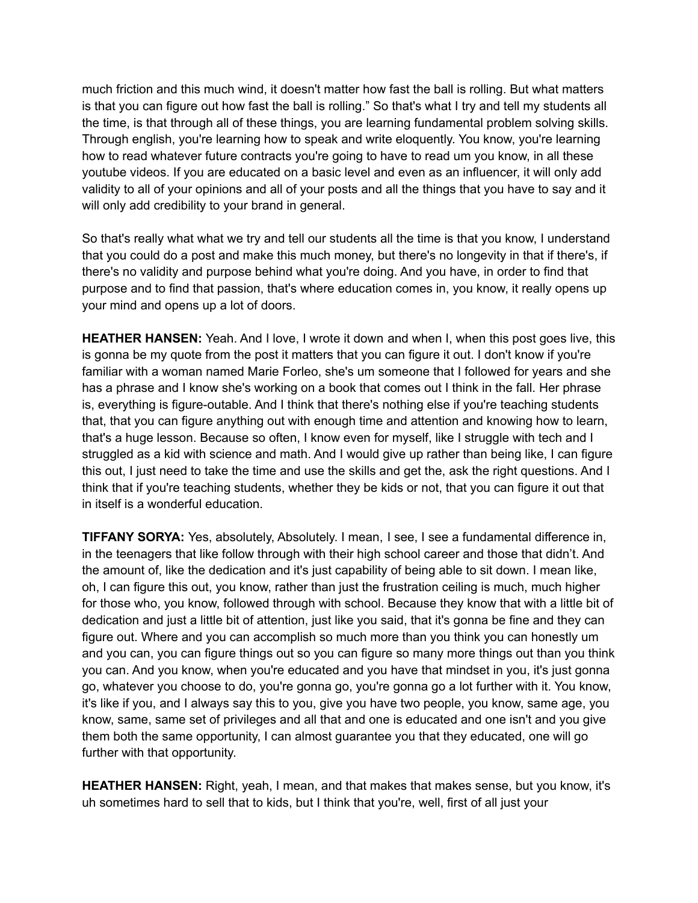much friction and this much wind, it doesn't matter how fast the ball is rolling. But what matters is that you can figure out how fast the ball is rolling." So that's what I try and tell my students all the time, is that through all of these things, you are learning fundamental problem solving skills. Through english, you're learning how to speak and write eloquently. You know, you're learning how to read whatever future contracts you're going to have to read um you know, in all these youtube videos. If you are educated on a basic level and even as an influencer, it will only add validity to all of your opinions and all of your posts and all the things that you have to say and it will only add credibility to your brand in general.

So that's really what what we try and tell our students all the time is that you know, I understand that you could do a post and make this much money, but there's no longevity in that if there's, if there's no validity and purpose behind what you're doing. And you have, in order to find that purpose and to find that passion, that's where education comes in, you know, it really opens up your mind and opens up a lot of doors.

**HEATHER HANSEN:** Yeah. And I love, I wrote it down and when I, when this post goes live, this is gonna be my quote from the post it matters that you can figure it out. I don't know if you're familiar with a woman named Marie Forleo, she's um someone that I followed for years and she has a phrase and I know she's working on a book that comes out I think in the fall. Her phrase is, everything is figure-outable. And I think that there's nothing else if you're teaching students that, that you can figure anything out with enough time and attention and knowing how to learn, that's a huge lesson. Because so often, I know even for myself, like I struggle with tech and I struggled as a kid with science and math. And I would give up rather than being like, I can figure this out, I just need to take the time and use the skills and get the, ask the right questions. And I think that if you're teaching students, whether they be kids or not, that you can figure it out that in itself is a wonderful education.

**TIFFANY SORYA:** Yes, absolutely, Absolutely. I mean, I see, I see a fundamental difference in, in the teenagers that like follow through with their high school career and those that didn't. And the amount of, like the dedication and it's just capability of being able to sit down. I mean like, oh, I can figure this out, you know, rather than just the frustration ceiling is much, much higher for those who, you know, followed through with school. Because they know that with a little bit of dedication and just a little bit of attention, just like you said, that it's gonna be fine and they can figure out. Where and you can accomplish so much more than you think you can honestly um and you can, you can figure things out so you can figure so many more things out than you think you can. And you know, when you're educated and you have that mindset in you, it's just gonna go, whatever you choose to do, you're gonna go, you're gonna go a lot further with it. You know, it's like if you, and I always say this to you, give you have two people, you know, same age, you know, same, same set of privileges and all that and one is educated and one isn't and you give them both the same opportunity, I can almost guarantee you that they educated, one will go further with that opportunity.

**HEATHER HANSEN:** Right, yeah, I mean, and that makes that makes sense, but you know, it's uh sometimes hard to sell that to kids, but I think that you're, well, first of all just your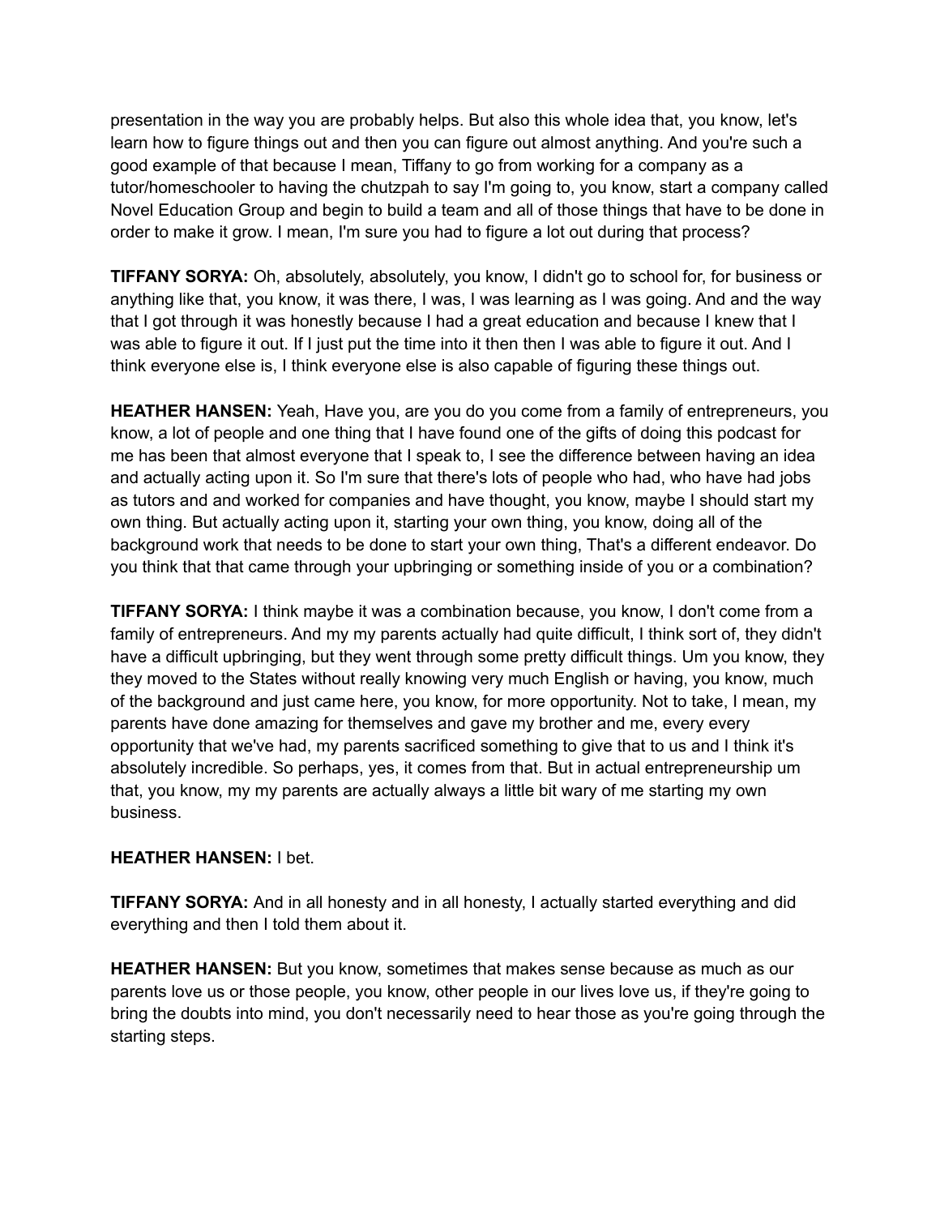presentation in the way you are probably helps. But also this whole idea that, you know, let's learn how to figure things out and then you can figure out almost anything. And you're such a good example of that because I mean, Tiffany to go from working for a company as a tutor/homeschooler to having the chutzpah to say I'm going to, you know, start a company called Novel Education Group and begin to build a team and all of those things that have to be done in order to make it grow. I mean, I'm sure you had to figure a lot out during that process?

**TIFFANY SORYA:** Oh, absolutely, absolutely, you know, I didn't go to school for, for business or anything like that, you know, it was there, I was, I was learning as I was going. And and the way that I got through it was honestly because I had a great education and because I knew that I was able to figure it out. If I just put the time into it then then I was able to figure it out. And I think everyone else is, I think everyone else is also capable of figuring these things out.

**HEATHER HANSEN:** Yeah, Have you, are you do you come from a family of entrepreneurs, you know, a lot of people and one thing that I have found one of the gifts of doing this podcast for me has been that almost everyone that I speak to, I see the difference between having an idea and actually acting upon it. So I'm sure that there's lots of people who had, who have had jobs as tutors and and worked for companies and have thought, you know, maybe I should start my own thing. But actually acting upon it, starting your own thing, you know, doing all of the background work that needs to be done to start your own thing, That's a different endeavor. Do you think that that came through your upbringing or something inside of you or a combination?

**TIFFANY SORYA:** I think maybe it was a combination because, you know, I don't come from a family of entrepreneurs. And my my parents actually had quite difficult, I think sort of, they didn't have a difficult upbringing, but they went through some pretty difficult things. Um you know, they they moved to the States without really knowing very much English or having, you know, much of the background and just came here, you know, for more opportunity. Not to take, I mean, my parents have done amazing for themselves and gave my brother and me, every every opportunity that we've had, my parents sacrificed something to give that to us and I think it's absolutely incredible. So perhaps, yes, it comes from that. But in actual entrepreneurship um that, you know, my my parents are actually always a little bit wary of me starting my own business.

**HEATHER HANSEN:** I bet.

**TIFFANY SORYA:** And in all honesty and in all honesty, I actually started everything and did everything and then I told them about it.

**HEATHER HANSEN:** But you know, sometimes that makes sense because as much as our parents love us or those people, you know, other people in our lives love us, if they're going to bring the doubts into mind, you don't necessarily need to hear those as you're going through the starting steps.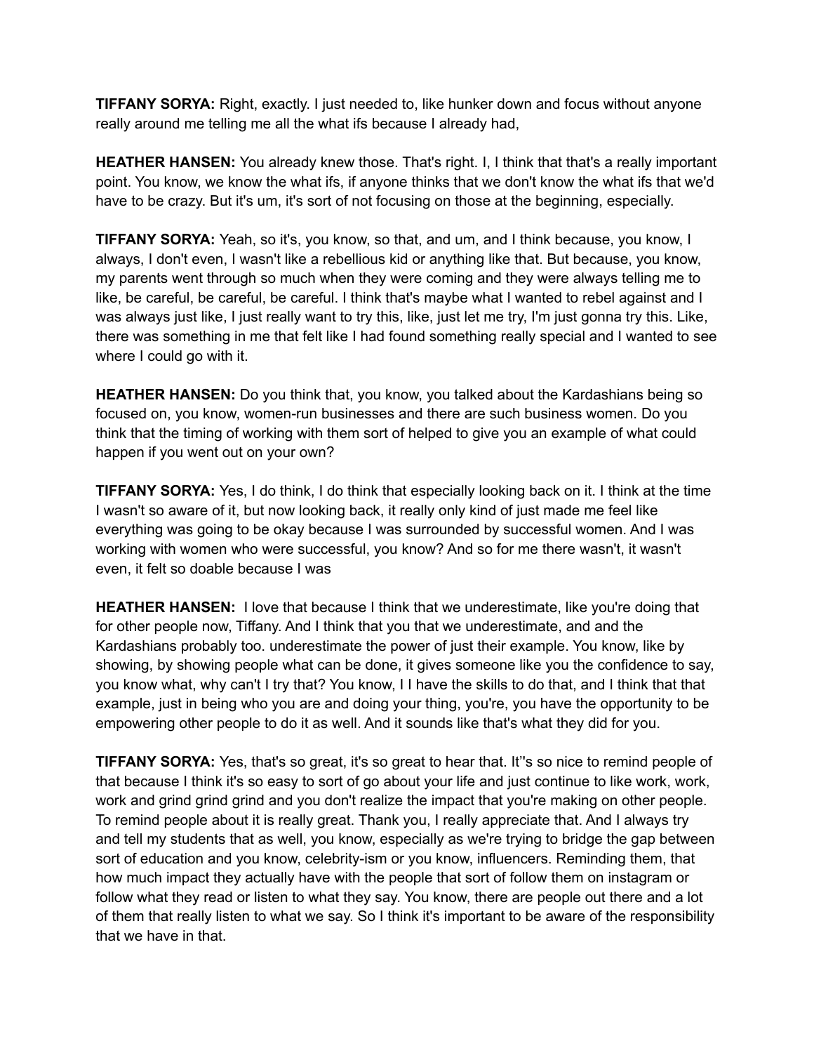**TIFFANY SORYA:** Right, exactly. I just needed to, like hunker down and focus without anyone really around me telling me all the what ifs because I already had,

**HEATHER HANSEN:** You already knew those. That's right. I, I think that that's a really important point. You know, we know the what ifs, if anyone thinks that we don't know the what ifs that we'd have to be crazy. But it's um, it's sort of not focusing on those at the beginning, especially.

**TIFFANY SORYA:** Yeah, so it's, you know, so that, and um, and I think because, you know, I always, I don't even, I wasn't like a rebellious kid or anything like that. But because, you know, my parents went through so much when they were coming and they were always telling me to like, be careful, be careful, be careful. I think that's maybe what I wanted to rebel against and I was always just like, I just really want to try this, like, just let me try, I'm just gonna try this. Like, there was something in me that felt like I had found something really special and I wanted to see where I could go with it.

**HEATHER HANSEN:** Do you think that, you know, you talked about the Kardashians being so focused on, you know, women-run businesses and there are such business women. Do you think that the timing of working with them sort of helped to give you an example of what could happen if you went out on your own?

**TIFFANY SORYA:** Yes, I do think, I do think that especially looking back on it. I think at the time I wasn't so aware of it, but now looking back, it really only kind of just made me feel like everything was going to be okay because I was surrounded by successful women. And I was working with women who were successful, you know? And so for me there wasn't, it wasn't even, it felt so doable because I was

**HEATHER HANSEN:** I love that because I think that we underestimate, like you're doing that for other people now, Tiffany. And I think that you that we underestimate, and and the Kardashians probably too. underestimate the power of just their example. You know, like by showing, by showing people what can be done, it gives someone like you the confidence to say, you know what, why can't I try that? You know, I I have the skills to do that, and I think that that example, just in being who you are and doing your thing, you're, you have the opportunity to be empowering other people to do it as well. And it sounds like that's what they did for you.

**TIFFANY SORYA:** Yes, that's so great, it's so great to hear that. It''s so nice to remind people of that because I think it's so easy to sort of go about your life and just continue to like work, work, work and grind grind grind and you don't realize the impact that you're making on other people. To remind people about it is really great. Thank you, I really appreciate that. And I always try and tell my students that as well, you know, especially as we're trying to bridge the gap between sort of education and you know, celebrity-ism or you know, influencers. Reminding them, that how much impact they actually have with the people that sort of follow them on instagram or follow what they read or listen to what they say. You know, there are people out there and a lot of them that really listen to what we say. So I think it's important to be aware of the responsibility that we have in that.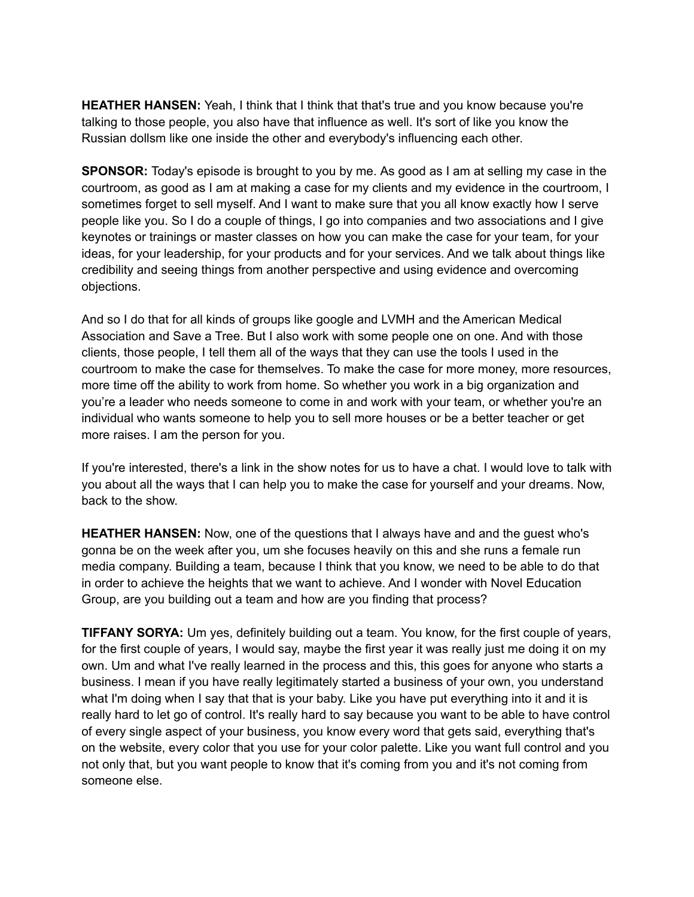**HEATHER HANSEN:** Yeah, I think that I think that that's true and you know because you're talking to those people, you also have that influence as well. It's sort of like you know the Russian dollsm like one inside the other and everybody's influencing each other.

**SPONSOR:** Today's episode is brought to you by me. As good as I am at selling my case in the courtroom, as good as I am at making a case for my clients and my evidence in the courtroom, I sometimes forget to sell myself. And I want to make sure that you all know exactly how I serve people like you. So I do a couple of things, I go into companies and two associations and I give keynotes or trainings or master classes on how you can make the case for your team, for your ideas, for your leadership, for your products and for your services. And we talk about things like credibility and seeing things from another perspective and using evidence and overcoming objections.

And so I do that for all kinds of groups like google and LVMH and the American Medical Association and Save a Tree. But I also work with some people one on one. And with those clients, those people, I tell them all of the ways that they can use the tools I used in the courtroom to make the case for themselves. To make the case for more money, more resources, more time off the ability to work from home. So whether you work in a big organization and you're a leader who needs someone to come in and work with your team, or whether you're an individual who wants someone to help you to sell more houses or be a better teacher or get more raises. I am the person for you.

If you're interested, there's a link in the show notes for us to have a chat. I would love to talk with you about all the ways that I can help you to make the case for yourself and your dreams. Now, back to the show.

**HEATHER HANSEN:** Now, one of the questions that I always have and and the guest who's gonna be on the week after you, um she focuses heavily on this and she runs a female run media company. Building a team, because I think that you know, we need to be able to do that in order to achieve the heights that we want to achieve. And I wonder with Novel Education Group, are you building out a team and how are you finding that process?

**TIFFANY SORYA:** Um yes, definitely building out a team. You know, for the first couple of years, for the first couple of years, I would say, maybe the first year it was really just me doing it on my own. Um and what I've really learned in the process and this, this goes for anyone who starts a business. I mean if you have really legitimately started a business of your own, you understand what I'm doing when I say that that is your baby. Like you have put everything into it and it is really hard to let go of control. It's really hard to say because you want to be able to have control of every single aspect of your business, you know every word that gets said, everything that's on the website, every color that you use for your color palette. Like you want full control and you not only that, but you want people to know that it's coming from you and it's not coming from someone else.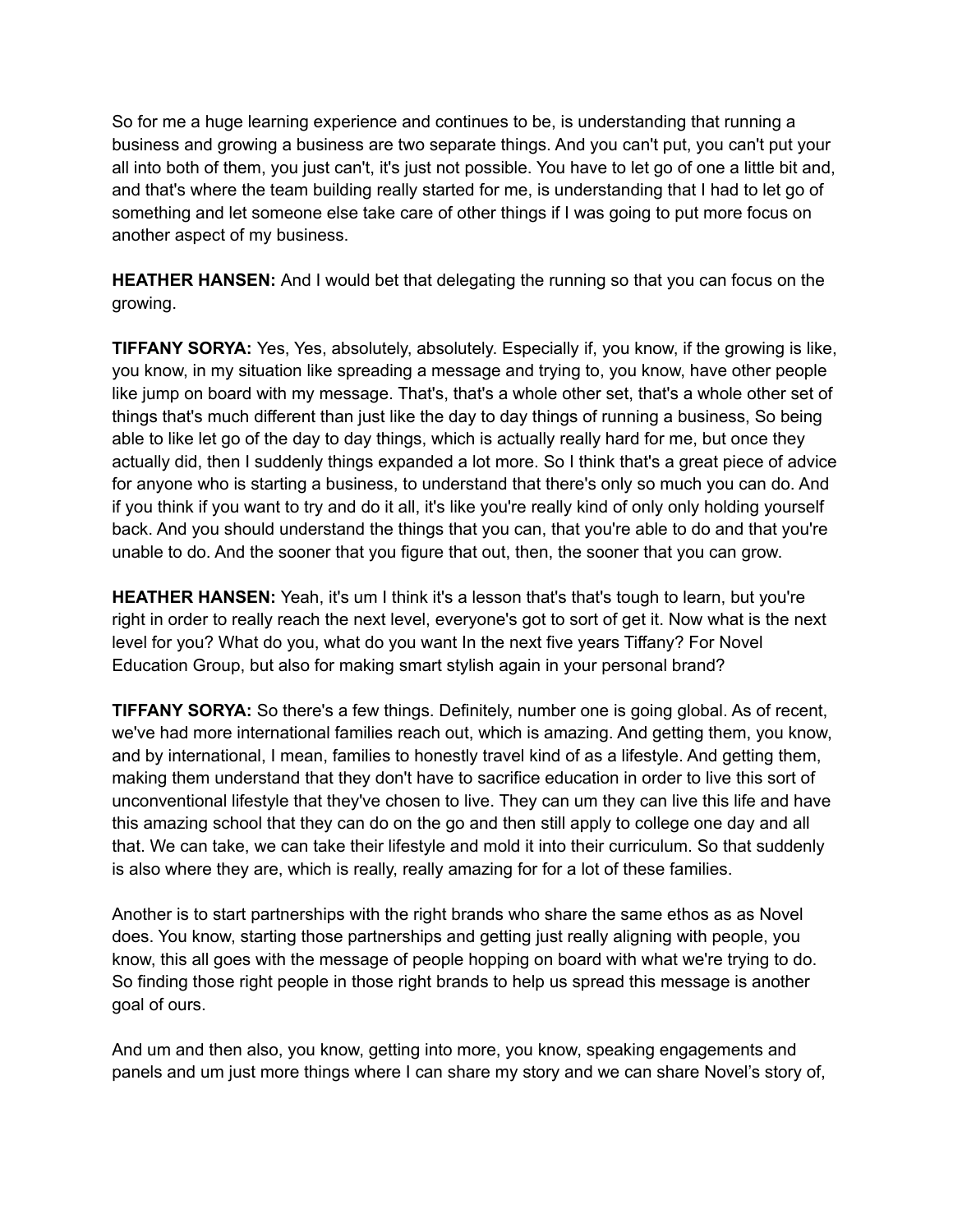So for me a huge learning experience and continues to be, is understanding that running a business and growing a business are two separate things. And you can't put, you can't put your all into both of them, you just can't, it's just not possible. You have to let go of one a little bit and, and that's where the team building really started for me, is understanding that I had to let go of something and let someone else take care of other things if I was going to put more focus on another aspect of my business.

**HEATHER HANSEN:** And I would bet that delegating the running so that you can focus on the growing.

**TIFFANY SORYA:** Yes, Yes, absolutely, absolutely. Especially if, you know, if the growing is like, you know, in my situation like spreading a message and trying to, you know, have other people like jump on board with my message. That's, that's a whole other set, that's a whole other set of things that's much different than just like the day to day things of running a business, So being able to like let go of the day to day things, which is actually really hard for me, but once they actually did, then I suddenly things expanded a lot more. So I think that's a great piece of advice for anyone who is starting a business, to understand that there's only so much you can do. And if you think if you want to try and do it all, it's like you're really kind of only only holding yourself back. And you should understand the things that you can, that you're able to do and that you're unable to do. And the sooner that you figure that out, then, the sooner that you can grow.

**HEATHER HANSEN:** Yeah, it's um I think it's a lesson that's that's tough to learn, but you're right in order to really reach the next level, everyone's got to sort of get it. Now what is the next level for you? What do you, what do you want In the next five years Tiffany? For Novel Education Group, but also for making smart stylish again in your personal brand?

**TIFFANY SORYA:** So there's a few things. Definitely, number one is going global. As of recent, we've had more international families reach out, which is amazing. And getting them, you know, and by international, I mean, families to honestly travel kind of as a lifestyle. And getting them, making them understand that they don't have to sacrifice education in order to live this sort of unconventional lifestyle that they've chosen to live. They can um they can live this life and have this amazing school that they can do on the go and then still apply to college one day and all that. We can take, we can take their lifestyle and mold it into their curriculum. So that suddenly is also where they are, which is really, really amazing for for a lot of these families.

Another is to start partnerships with the right brands who share the same ethos as as Novel does. You know, starting those partnerships and getting just really aligning with people, you know, this all goes with the message of people hopping on board with what we're trying to do. So finding those right people in those right brands to help us spread this message is another goal of ours.

And um and then also, you know, getting into more, you know, speaking engagements and panels and um just more things where I can share my story and we can share Novel's story of,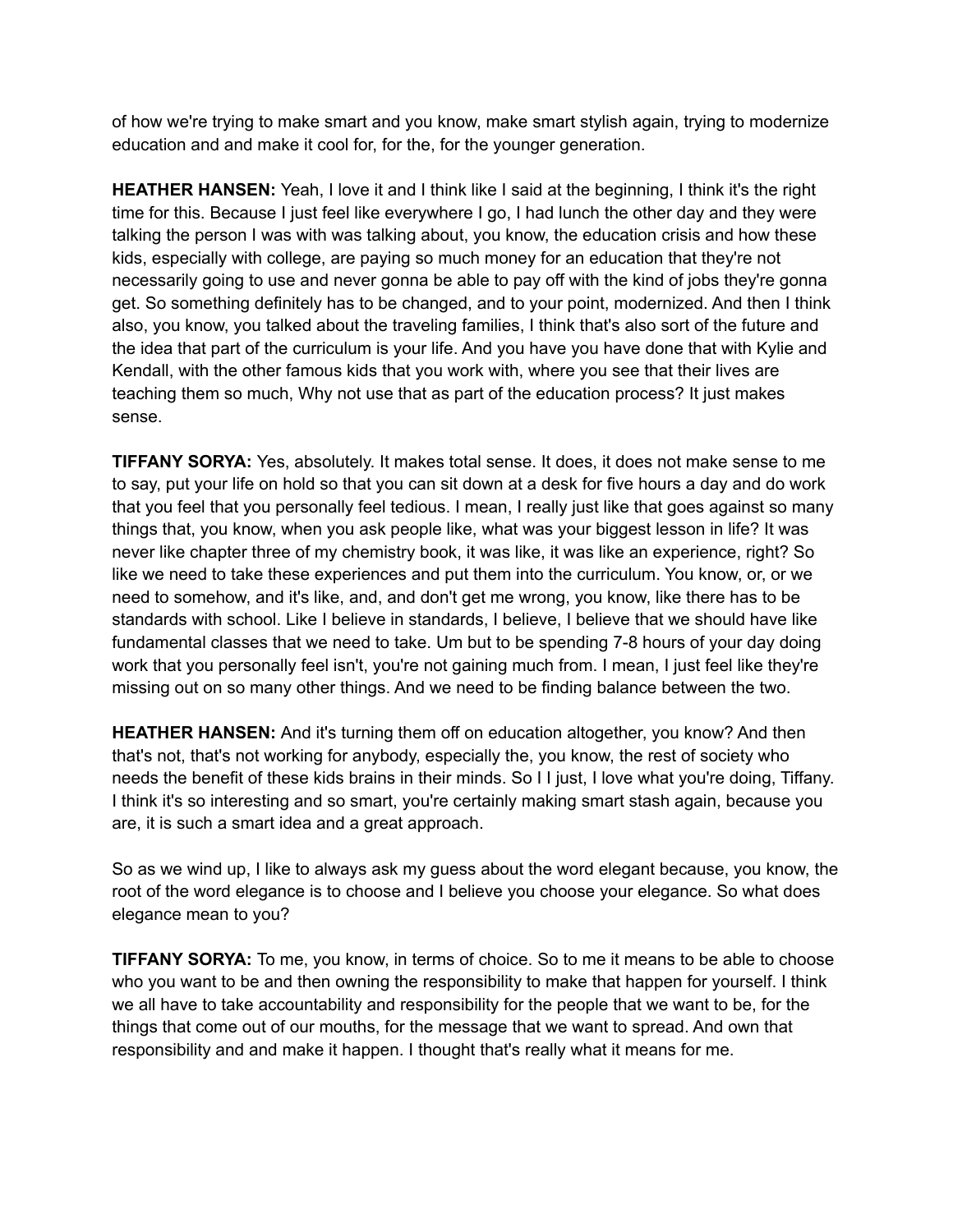of how we're trying to make smart and you know, make smart stylish again, trying to modernize education and and make it cool for, for the, for the younger generation.

**HEATHER HANSEN:** Yeah, I love it and I think like I said at the beginning, I think it's the right time for this. Because I just feel like everywhere I go, I had lunch the other day and they were talking the person I was with was talking about, you know, the education crisis and how these kids, especially with college, are paying so much money for an education that they're not necessarily going to use and never gonna be able to pay off with the kind of jobs they're gonna get. So something definitely has to be changed, and to your point, modernized. And then I think also, you know, you talked about the traveling families, I think that's also sort of the future and the idea that part of the curriculum is your life. And you have you have done that with Kylie and Kendall, with the other famous kids that you work with, where you see that their lives are teaching them so much, Why not use that as part of the education process? It just makes sense.

**TIFFANY SORYA:** Yes, absolutely. It makes total sense. It does, it does not make sense to me to say, put your life on hold so that you can sit down at a desk for five hours a day and do work that you feel that you personally feel tedious. I mean, I really just like that goes against so many things that, you know, when you ask people like, what was your biggest lesson in life? It was never like chapter three of my chemistry book, it was like, it was like an experience, right? So like we need to take these experiences and put them into the curriculum. You know, or, or we need to somehow, and it's like, and, and don't get me wrong, you know, like there has to be standards with school. Like I believe in standards, I believe, I believe that we should have like fundamental classes that we need to take. Um but to be spending 7-8 hours of your day doing work that you personally feel isn't, you're not gaining much from. I mean, I just feel like they're missing out on so many other things. And we need to be finding balance between the two.

**HEATHER HANSEN:** And it's turning them off on education altogether, you know? And then that's not, that's not working for anybody, especially the, you know, the rest of society who needs the benefit of these kids brains in their minds. So I I just, I love what you're doing, Tiffany. I think it's so interesting and so smart, you're certainly making smart stash again, because you are, it is such a smart idea and a great approach.

So as we wind up, I like to always ask my guess about the word elegant because, you know, the root of the word elegance is to choose and I believe you choose your elegance. So what does elegance mean to you?

**TIFFANY SORYA:** To me, you know, in terms of choice. So to me it means to be able to choose who you want to be and then owning the responsibility to make that happen for yourself. I think we all have to take accountability and responsibility for the people that we want to be, for the things that come out of our mouths, for the message that we want to spread. And own that responsibility and and make it happen. I thought that's really what it means for me.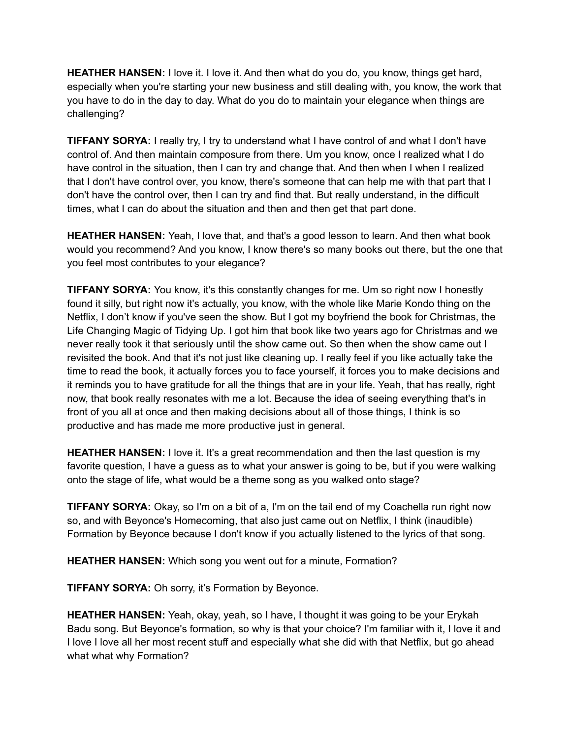**HEATHER HANSEN:** I love it. I love it. And then what do you do, you know, things get hard, especially when you're starting your new business and still dealing with, you know, the work that you have to do in the day to day. What do you do to maintain your elegance when things are challenging?

**TIFFANY SORYA:** I really try, I try to understand what I have control of and what I don't have control of. And then maintain composure from there. Um you know, once I realized what I do have control in the situation, then I can try and change that. And then when I when I realized that I don't have control over, you know, there's someone that can help me with that part that I don't have the control over, then I can try and find that. But really understand, in the difficult times, what I can do about the situation and then and then get that part done.

**HEATHER HANSEN:** Yeah, I love that, and that's a good lesson to learn. And then what book would you recommend? And you know, I know there's so many books out there, but the one that you feel most contributes to your elegance?

**TIFFANY SORYA:** You know, it's this constantly changes for me. Um so right now I honestly found it silly, but right now it's actually, you know, with the whole like Marie Kondo thing on the Netflix, I don't know if you've seen the show. But I got my boyfriend the book for Christmas, the Life Changing Magic of Tidying Up. I got him that book like two years ago for Christmas and we never really took it that seriously until the show came out. So then when the show came out I revisited the book. And that it's not just like cleaning up. I really feel if you like actually take the time to read the book, it actually forces you to face yourself, it forces you to make decisions and it reminds you to have gratitude for all the things that are in your life. Yeah, that has really, right now, that book really resonates with me a lot. Because the idea of seeing everything that's in front of you all at once and then making decisions about all of those things, I think is so productive and has made me more productive just in general.

**HEATHER HANSEN:** I love it. It's a great recommendation and then the last question is my favorite question, I have a guess as to what your answer is going to be, but if you were walking onto the stage of life, what would be a theme song as you walked onto stage?

**TIFFANY SORYA:** Okay, so I'm on a bit of a, I'm on the tail end of my Coachella run right now so, and with Beyonce's Homecoming, that also just came out on Netflix, I think (inaudible) Formation by Beyonce because I don't know if you actually listened to the lyrics of that song.

**HEATHER HANSEN:** Which song you went out for a minute, Formation?

**TIFFANY SORYA:** Oh sorry, it's Formation by Beyonce.

**HEATHER HANSEN:** Yeah, okay, yeah, so I have, I thought it was going to be your Erykah Badu song. But Beyonce's formation, so why is that your choice? I'm familiar with it, I love it and I love I love all her most recent stuff and especially what she did with that Netflix, but go ahead what what why Formation?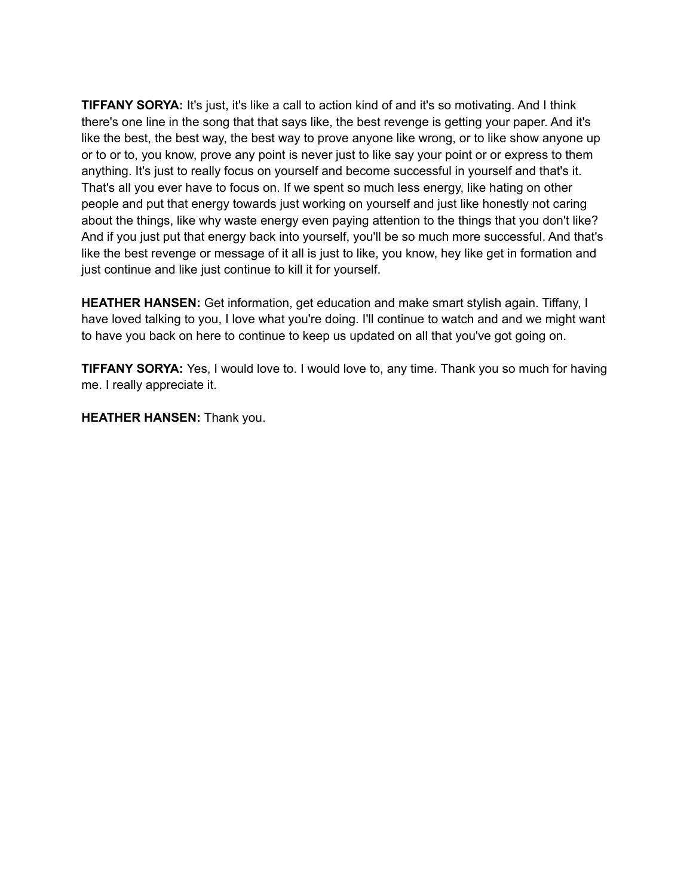**TIFFANY SORYA:** It's just, it's like a call to action kind of and it's so motivating. And I think there's one line in the song that that says like, the best revenge is getting your paper. And it's like the best, the best way, the best way to prove anyone like wrong, or to like show anyone up or to or to, you know, prove any point is never just to like say your point or or express to them anything. It's just to really focus on yourself and become successful in yourself and that's it. That's all you ever have to focus on. If we spent so much less energy, like hating on other people and put that energy towards just working on yourself and just like honestly not caring about the things, like why waste energy even paying attention to the things that you don't like? And if you just put that energy back into yourself, you'll be so much more successful. And that's like the best revenge or message of it all is just to like, you know, hey like get in formation and just continue and like just continue to kill it for yourself.

**HEATHER HANSEN:** Get information, get education and make smart stylish again. Tiffany, I have loved talking to you, I love what you're doing. I'll continue to watch and and we might want to have you back on here to continue to keep us updated on all that you've got going on.

**TIFFANY SORYA:** Yes, I would love to. I would love to, any time. Thank you so much for having me. I really appreciate it.

**HEATHER HANSEN:** Thank you.